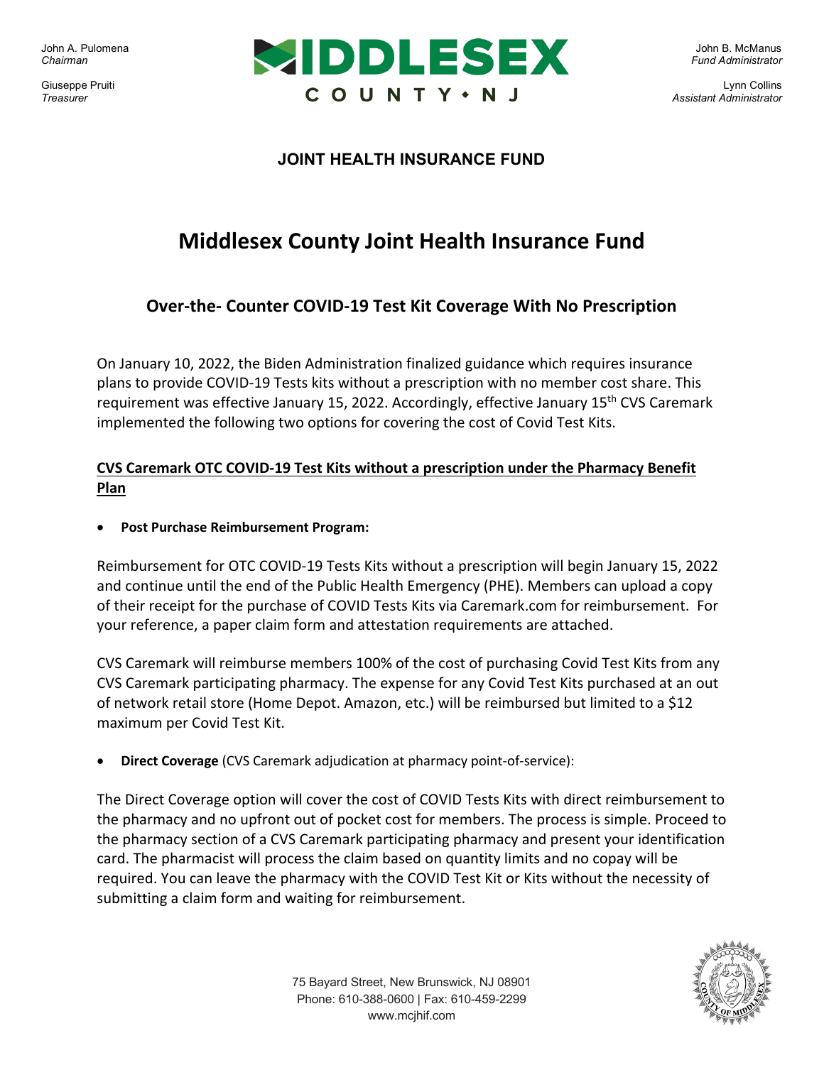John A. Pulomena
*Chairman*

Giuseppe Pruiti
*Treasurer*

MIDDLESEX COUNTY • NJ

John B. McManus
*Fund Administrator*

Lynn Collins
*Assistant Administrator*

**JOINT HEALTH INSURANCE FUND**

# Middlesex County Joint Health Insurance Fund

## Over-the- Counter COVID-19 Test Kit Coverage With No Prescription

On January 10, 2022, the Biden Administration finalized guidance which requires insurance plans to provide COVID-19 Tests kits without a prescription with no member cost share. This requirement was effective January 15, 2022. Accordingly, effective January 15th CVS Caremark implemented the following two options for covering the cost of Covid Test Kits.

**CVS Caremark OTC COVID-19 Test Kits without a prescription under the Pharmacy Benefit Plan**

- **Post Purchase Reimbursement Program:**

Reimbursement for OTC COVID-19 Tests Kits without a prescription will begin January 15, 2022 and continue until the end of the Public Health Emergency (PHE). Members can upload a copy of their receipt for the purchase of COVID Tests Kits via Caremark.com for reimbursement. For your reference, a paper claim form and attestation requirements are attached.

CVS Caremark will reimburse members 100% of the cost of purchasing Covid Test Kits from any CVS Caremark participating pharmacy. The expense for any Covid Test Kits purchased at an out of network retail store (Home Depot. Amazon, etc.) will be reimbursed but limited to a $12 maximum per Covid Test Kit.

- **Direct Coverage** (CVS Caremark adjudication at pharmacy point-of-service):

The Direct Coverage option will cover the cost of COVID Tests Kits with direct reimbursement to the pharmacy and no upfront out of pocket cost for members. The process is simple. Proceed to the pharmacy section of a CVS Caremark participating pharmacy and present your identification card. The pharmacist will process the claim based on quantity limits and no copay will be required. You can leave the pharmacy with the COVID Test Kit or Kits without the necessity of submitting a claim form and waiting for reimbursement.

75 Bayard Street, New Brunswick, NJ 08901
Phone: 610-388-0600 | Fax: 610-459-2299
www.mcjhif.com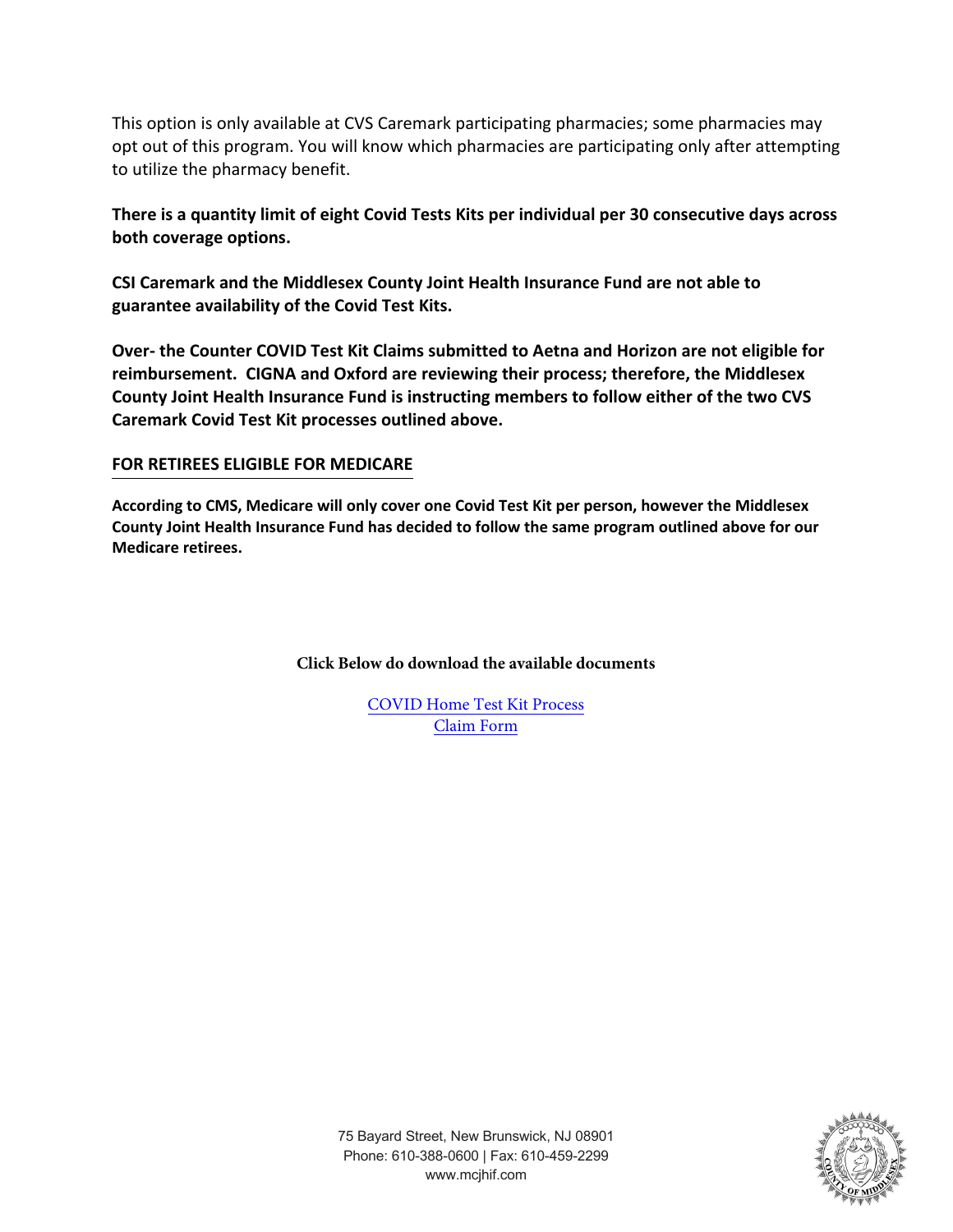This option is only available at CVS Caremark participating pharmacies; some pharmacies may opt out of this program. You will know which pharmacies are participating only after attempting to utilize the pharmacy benefit.

**There is a quantity limit of eight Covid Tests Kits per individual per 30 consecutive days across both coverage options.**

**CSI Caremark and the Middlesex County Joint Health Insurance Fund are not able to guarantee availability of the Covid Test Kits.**

**Over- the Counter COVID Test Kit Claims submitted to Aetna and Horizon are not eligible for reimbursement. CIGNA and Oxford are reviewing their process; therefore, the Middlesex County Joint Health Insurance Fund is instructing members to follow either of the two CVS Caremark Covid Test Kit processes outlined above.**

## FOR RETIREES ELIGIBLE FOR MEDICARE

**According to CMS, Medicare will only cover one Covid Test Kit per person, however the Middlesex County Joint Health Insurance Fund has decided to follow the same program outlined above for our Medicare retirees.**

**Click Below do download the available documents**

COVID Home Test Kit Process
Claim Form

75 Bayard Street, New Brunswick, NJ 08901
Phone: 610-388-0600 | Fax: 610-459-2299
www.mcjhif.com